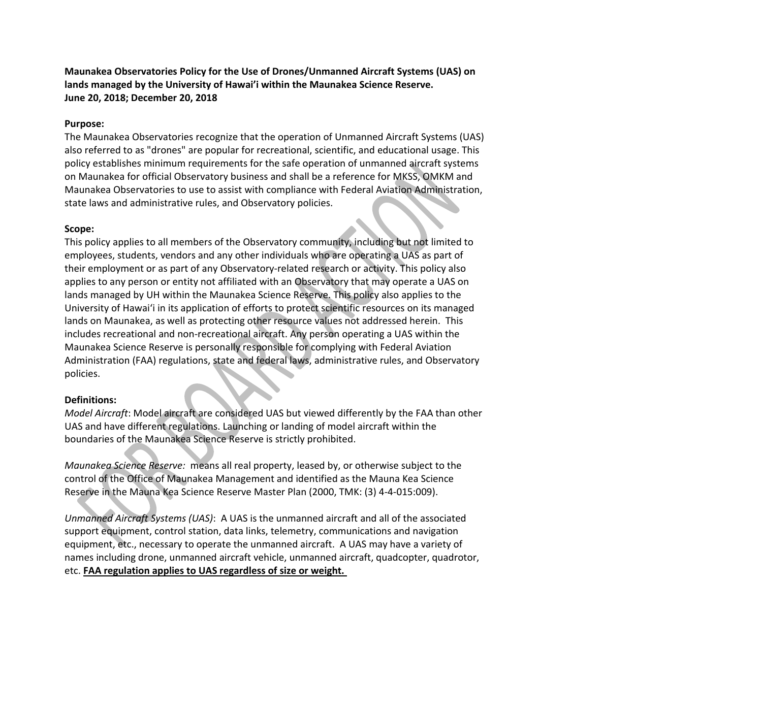**Maunakea Observatories Policy for the Use of Drones/Unmanned Aircraft Systems (UAS) on lands managed by the University of Hawai'i within the Maunakea Science Reserve.**
**June 20, 2018; December 20, 2018**

**Purpose:**
The Maunakea Observatories recognize that the operation of Unmanned Aircraft Systems (UAS) also referred to as "drones" are popular for recreational, scientific, and educational usage. This policy establishes minimum requirements for the safe operation of unmanned aircraft systems on Maunakea for official Observatory business and shall be a reference for MKSS, OMKM and Maunakea Observatories to use to assist with compliance with Federal Aviation Administration, state laws and administrative rules, and Observatory policies.

**Scope:**
This policy applies to all members of the Observatory community, including but not limited to employees, students, vendors and any other individuals who are operating a UAS as part of their employment or as part of any Observatory-related research or activity. This policy also applies to any person or entity not affiliated with an Observatory that may operate a UAS on lands managed by UH within the Maunakea Science Reserve. This policy also applies to the University of Hawai'i in its application of efforts to protect scientific resources on its managed lands on Maunakea, as well as protecting other resource values not addressed herein. This includes recreational and non-recreational aircraft. Any person operating a UAS within the Maunakea Science Reserve is personally responsible for complying with Federal Aviation Administration (FAA) regulations, state and federal laws, administrative rules, and Observatory policies.

**Definitions:**
*Model Aircraft*: Model aircraft are considered UAS but viewed differently by the FAA than other UAS and have different regulations. Launching or landing of model aircraft within the boundaries of the Maunakea Science Reserve is strictly prohibited.

*Maunakea Science Reserve:* means all real property, leased by, or otherwise subject to the control of the Office of Maunakea Management and identified as the Mauna Kea Science Reserve in the Mauna Kea Science Reserve Master Plan (2000, TMK: (3) 4-4-015:009).

*Unmanned Aircraft Systems (UAS)*: A UAS is the unmanned aircraft and all of the associated support equipment, control station, data links, telemetry, communications and navigation equipment, etc., necessary to operate the unmanned aircraft. A UAS may have a variety of names including drone, unmanned aircraft vehicle, unmanned aircraft, quadcopter, quadrotor, etc. **FAA regulation applies to UAS regardless of size or weight.**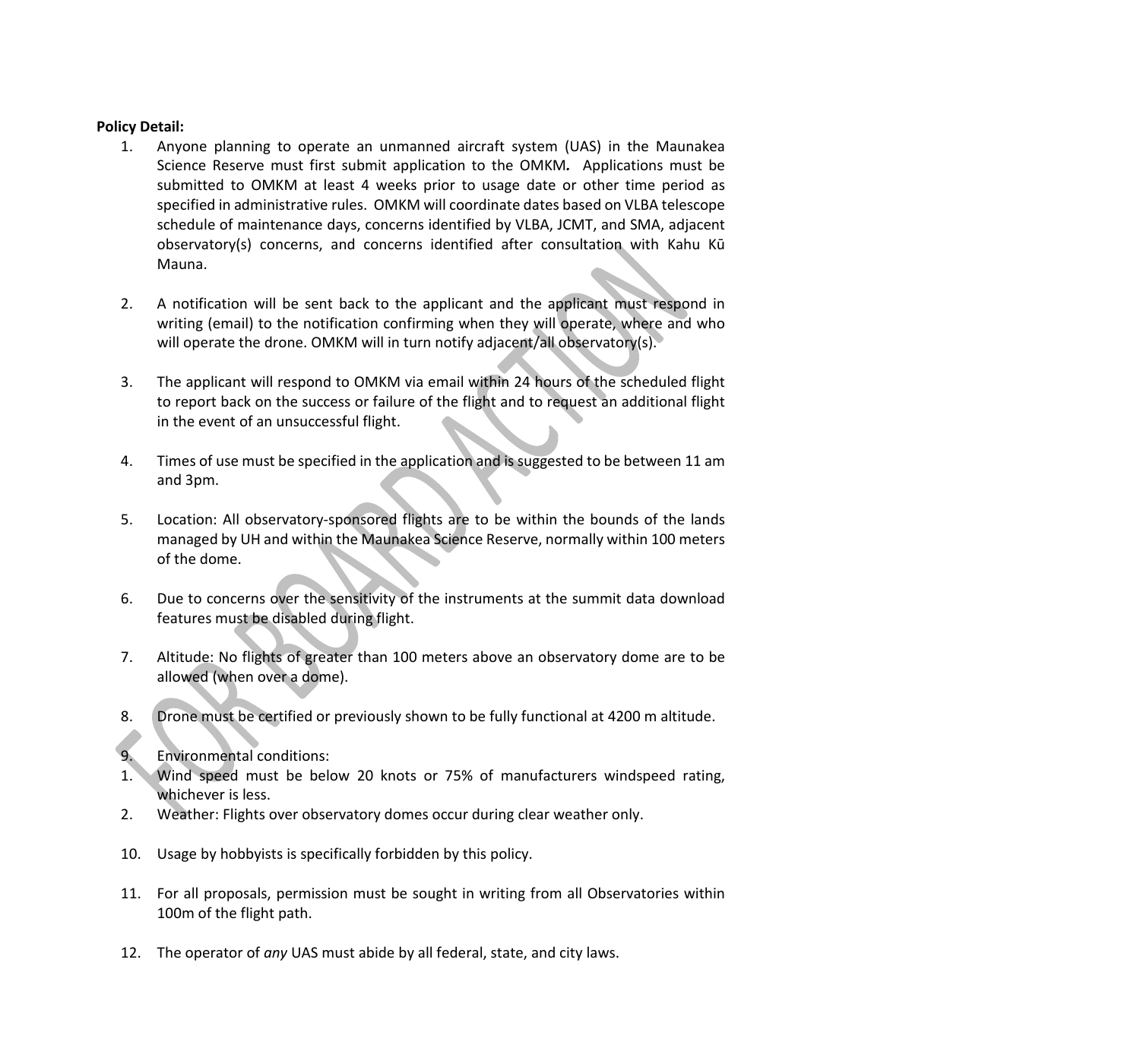**Policy Detail:**

1. Anyone planning to operate an unmanned aircraft system (UAS) in the Maunakea Science Reserve must first submit application to the OMKM. Applications must be submitted to OMKM at least 4 weeks prior to usage date or other time period as specified in administrative rules. OMKM will coordinate dates based on VLBA telescope schedule of maintenance days, concerns identified by VLBA, JCMT, and SMA, adjacent observatory(s) concerns, and concerns identified after consultation with Kahu Kū Mauna.

2. A notification will be sent back to the applicant and the applicant must respond in writing (email) to the notification confirming when they will operate, where and who will operate the drone. OMKM will in turn notify adjacent/all observatory(s).

3. The applicant will respond to OMKM via email within 24 hours of the scheduled flight to report back on the success or failure of the flight and to request an additional flight in the event of an unsuccessful flight.

4. Times of use must be specified in the application and is suggested to be between 11 am and 3pm.

5. Location: All observatory-sponsored flights are to be within the bounds of the lands managed by UH and within the Maunakea Science Reserve, normally within 100 meters of the dome.

6. Due to concerns over the sensitivity of the instruments at the summit data download features must be disabled during flight.

7. Altitude: No flights of greater than 100 meters above an observatory dome are to be allowed (when over a dome).

8. Drone must be certified or previously shown to be fully functional at 4200 m altitude.

9. Environmental conditions:
   1. Wind speed must be below 20 knots or 75% of manufacturers windspeed rating, whichever is less.
   2. Weather: Flights over observatory domes occur during clear weather only.

10. Usage by hobbyists is specifically forbidden by this policy.

11. For all proposals, permission must be sought in writing from all Observatories within 100m of the flight path.

12. The operator of *any* UAS must abide by all federal, state, and city laws.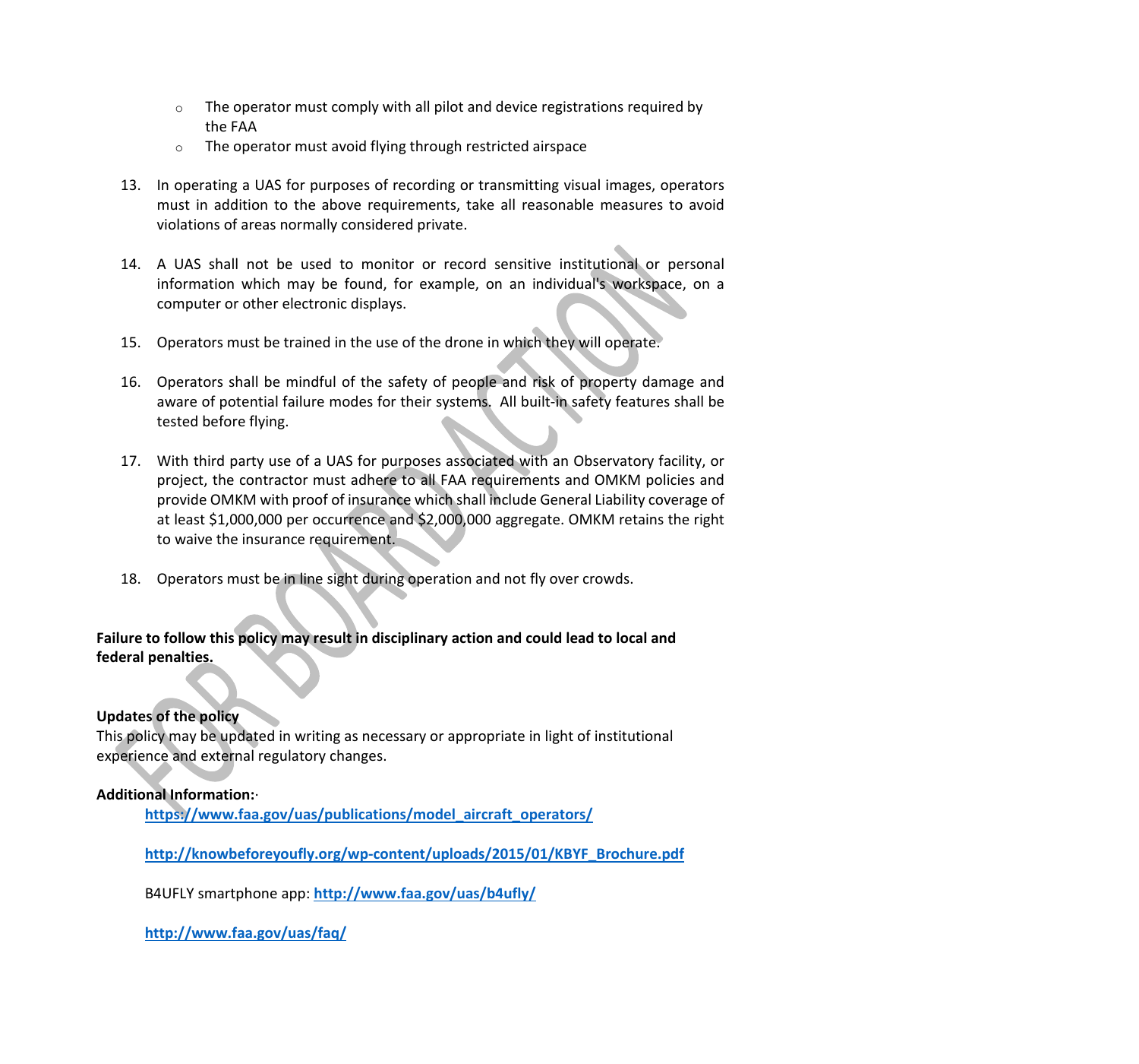- The operator must comply with all pilot and device registrations required by the FAA
- The operator must avoid flying through restricted airspace

13. In operating a UAS for purposes of recording or transmitting visual images, operators must in addition to the above requirements, take all reasonable measures to avoid violations of areas normally considered private.

14. A UAS shall not be used to monitor or record sensitive institutional or personal information which may be found, for example, on an individual's workspace, on a computer or other electronic displays.

15. Operators must be trained in the use of the drone in which they will operate.

16. Operators shall be mindful of the safety of people and risk of property damage and aware of potential failure modes for their systems. All built-in safety features shall be tested before flying.

17. With third party use of a UAS for purposes associated with an Observatory facility, or project, the contractor must adhere to all FAA requirements and OMKM policies and provide OMKM with proof of insurance which shall include General Liability coverage of at least $1,000,000 per occurrence and $2,000,000 aggregate. OMKM retains the right to waive the insurance requirement.

18. Operators must be in line sight during operation and not fly over crowds.

**Failure to follow this policy may result in disciplinary action and could lead to local and federal penalties.**

**Updates of the policy**

This policy may be updated in writing as necessary or appropriate in light of institutional experience and external regulatory changes.

**Additional Information:**

**https://www.faa.gov/uas/publications/model_aircraft_operators/**

**http://knowbeforeyoufly.org/wp-content/uploads/2015/01/KBYF_Brochure.pdf**

B4UFLY smartphone app: **http://www.faa.gov/uas/b4ufly/**

**http://www.faa.gov/uas/faq/**

FOR BOARD ACTION